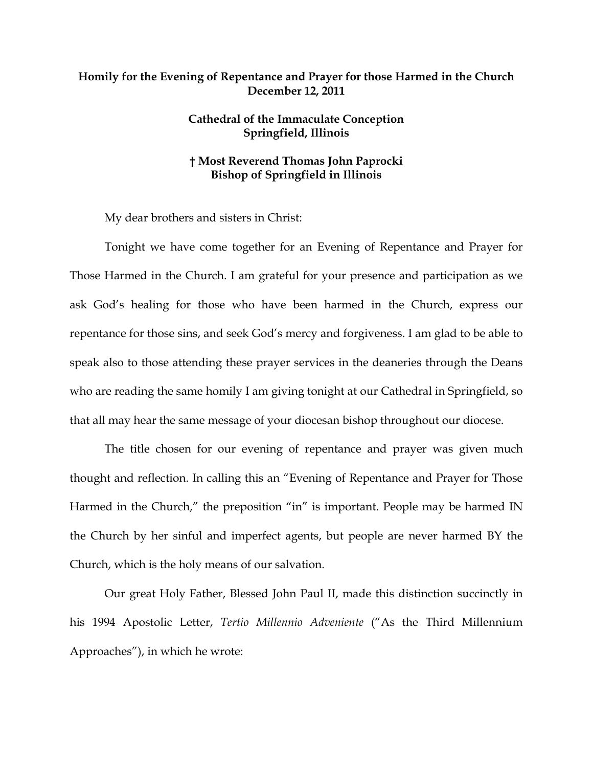**Homily for the Evening of Repentance and Prayer for those Harmed in the Church**
**December 12, 2011**

**Cathedral of the Immaculate Conception**
**Springfield, Illinois**

**† Most Reverend Thomas John Paprocki**
**Bishop of Springfield in Illinois**

My dear brothers and sisters in Christ:

Tonight we have come together for an Evening of Repentance and Prayer for Those Harmed in the Church. I am grateful for your presence and participation as we ask God's healing for those who have been harmed in the Church, express our repentance for those sins, and seek God's mercy and forgiveness. I am glad to be able to speak also to those attending these prayer services in the deaneries through the Deans who are reading the same homily I am giving tonight at our Cathedral in Springfield, so that all may hear the same message of your diocesan bishop throughout our diocese.

The title chosen for our evening of repentance and prayer was given much thought and reflection. In calling this an "Evening of Repentance and Prayer for Those Harmed in the Church," the preposition "in" is important. People may be harmed IN the Church by her sinful and imperfect agents, but people are never harmed BY the Church, which is the holy means of our salvation.

Our great Holy Father, Blessed John Paul II, made this distinction succinctly in his 1994 Apostolic Letter, *Tertio Millennio Adveniente* ("As the Third Millennium Approaches"), in which he wrote: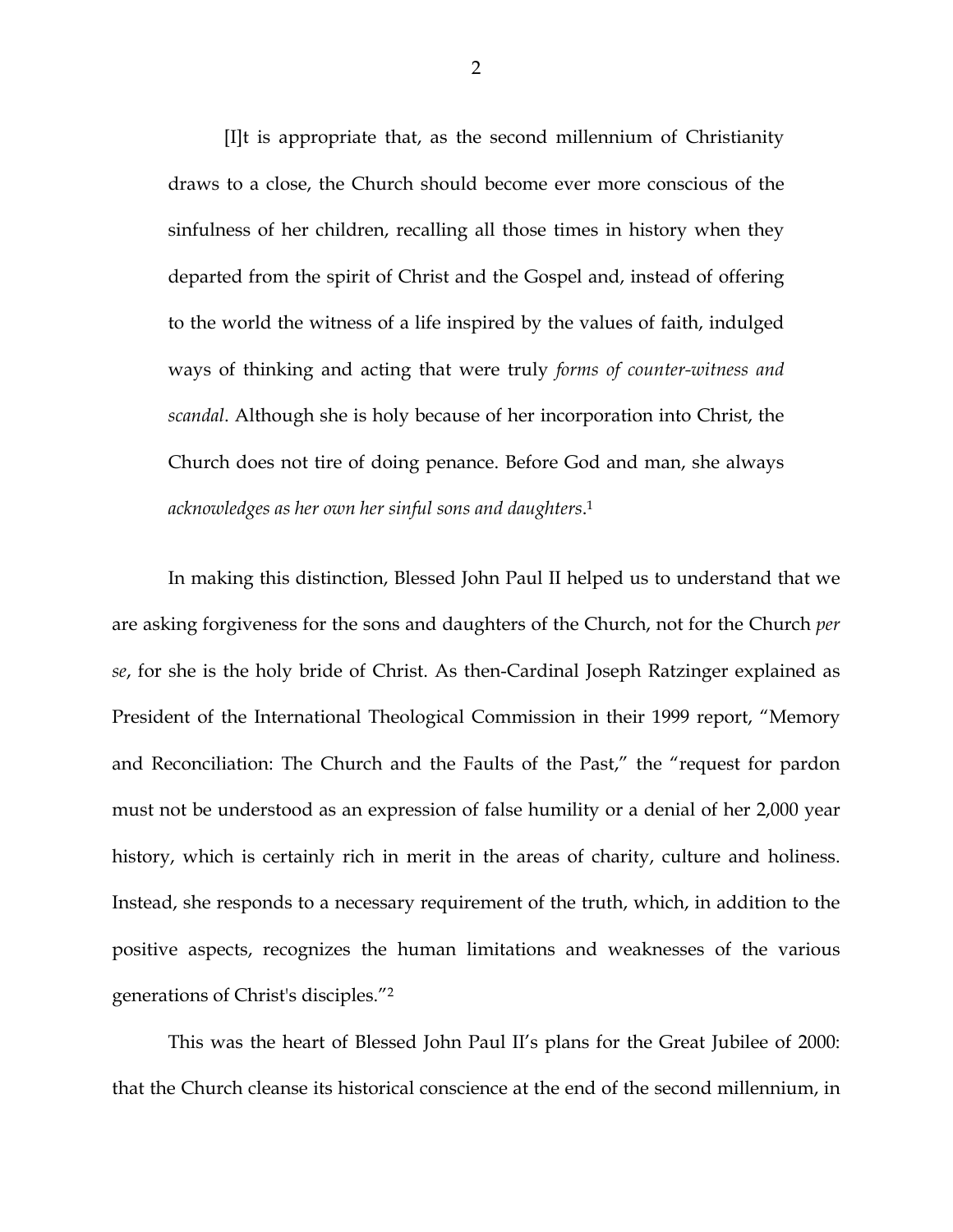> [I]t is appropriate that, as the second millennium of Christianity draws to a close, the Church should become ever more conscious of the sinfulness of her children, recalling all those times in history when they departed from the spirit of Christ and the Gospel and, instead of offering to the world the witness of a life inspired by the values of faith, indulged ways of thinking and acting that were truly *forms of counter-witness and scandal*. Although she is holy because of her incorporation into Christ, the Church does not tire of doing penance. Before God and man, she always *acknowledges as her own her sinful sons and daughters*.[1]

In making this distinction, Blessed John Paul II helped us to understand that we are asking forgiveness for the sons and daughters of the Church, not for the Church *per se*, for she is the holy bride of Christ. As then-Cardinal Joseph Ratzinger explained as President of the International Theological Commission in their 1999 report, "Memory and Reconciliation: The Church and the Faults of the Past," the "request for pardon must not be understood as an expression of false humility or a denial of her 2,000 year history, which is certainly rich in merit in the areas of charity, culture and holiness. Instead, she responds to a necessary requirement of the truth, which, in addition to the positive aspects, recognizes the human limitations and weaknesses of the various generations of Christ's disciples."[2]

This was the heart of Blessed John Paul II's plans for the Great Jubilee of 2000: that the Church cleanse its historical conscience at the end of the second millennium, in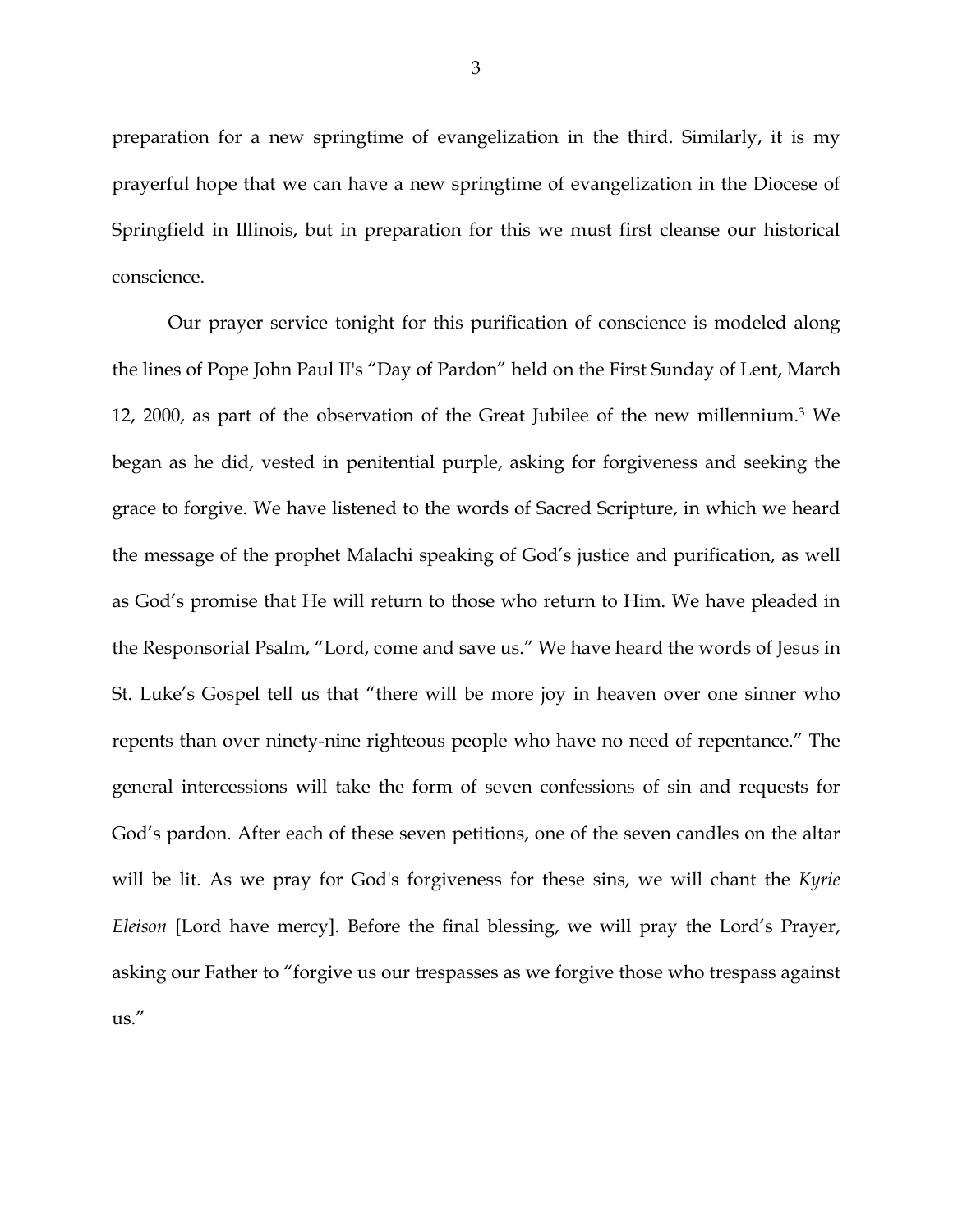preparation for a new springtime of evangelization in the third. Similarly, it is my prayerful hope that we can have a new springtime of evangelization in the Diocese of Springfield in Illinois, but in preparation for this we must first cleanse our historical conscience.

Our prayer service tonight for this purification of conscience is modeled along the lines of Pope John Paul II's "Day of Pardon" held on the First Sunday of Lent, March 12, 2000, as part of the observation of the Great Jubilee of the new millennium.[3] We began as he did, vested in penitential purple, asking for forgiveness and seeking the grace to forgive. We have listened to the words of Sacred Scripture, in which we heard the message of the prophet Malachi speaking of God's justice and purification, as well as God's promise that He will return to those who return to Him. We have pleaded in the Responsorial Psalm, "Lord, come and save us." We have heard the words of Jesus in St. Luke's Gospel tell us that "there will be more joy in heaven over one sinner who repents than over ninety-nine righteous people who have no need of repentance." The general intercessions will take the form of seven confessions of sin and requests for God's pardon. After each of these seven petitions, one of the seven candles on the altar will be lit. As we pray for God's forgiveness for these sins, we will chant the *Kyrie Eleison* [Lord have mercy]. Before the final blessing, we will pray the Lord's Prayer, asking our Father to "forgive us our trespasses as we forgive those who trespass against us."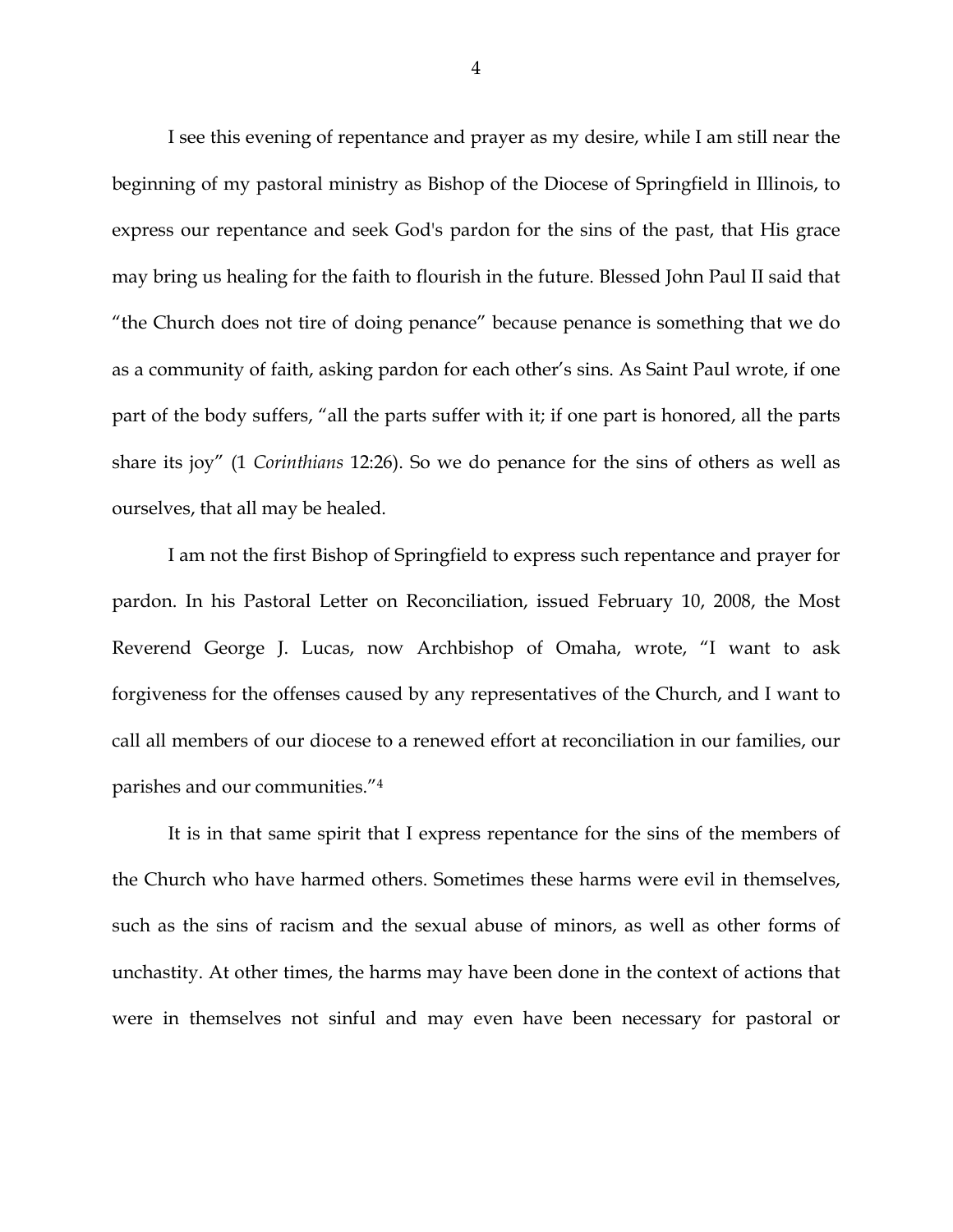I see this evening of repentance and prayer as my desire, while I am still near the beginning of my pastoral ministry as Bishop of the Diocese of Springfield in Illinois, to express our repentance and seek God's pardon for the sins of the past, that His grace may bring us healing for the faith to flourish in the future. Blessed John Paul II said that "the Church does not tire of doing penance" because penance is something that we do as a community of faith, asking pardon for each other's sins. As Saint Paul wrote, if one part of the body suffers, "all the parts suffer with it; if one part is honored, all the parts share its joy" (1 *Corinthians* 12:26). So we do penance for the sins of others as well as ourselves, that all may be healed.

I am not the first Bishop of Springfield to express such repentance and prayer for pardon. In his Pastoral Letter on Reconciliation, issued February 10, 2008, the Most Reverend George J. Lucas, now Archbishop of Omaha, wrote, "I want to ask forgiveness for the offenses caused by any representatives of the Church, and I want to call all members of our diocese to a renewed effort at reconciliation in our families, our parishes and our communities."[4]

It is in that same spirit that I express repentance for the sins of the members of the Church who have harmed others. Sometimes these harms were evil in themselves, such as the sins of racism and the sexual abuse of minors, as well as other forms of unchastity. At other times, the harms may have been done in the context of actions that were in themselves not sinful and may even have been necessary for pastoral or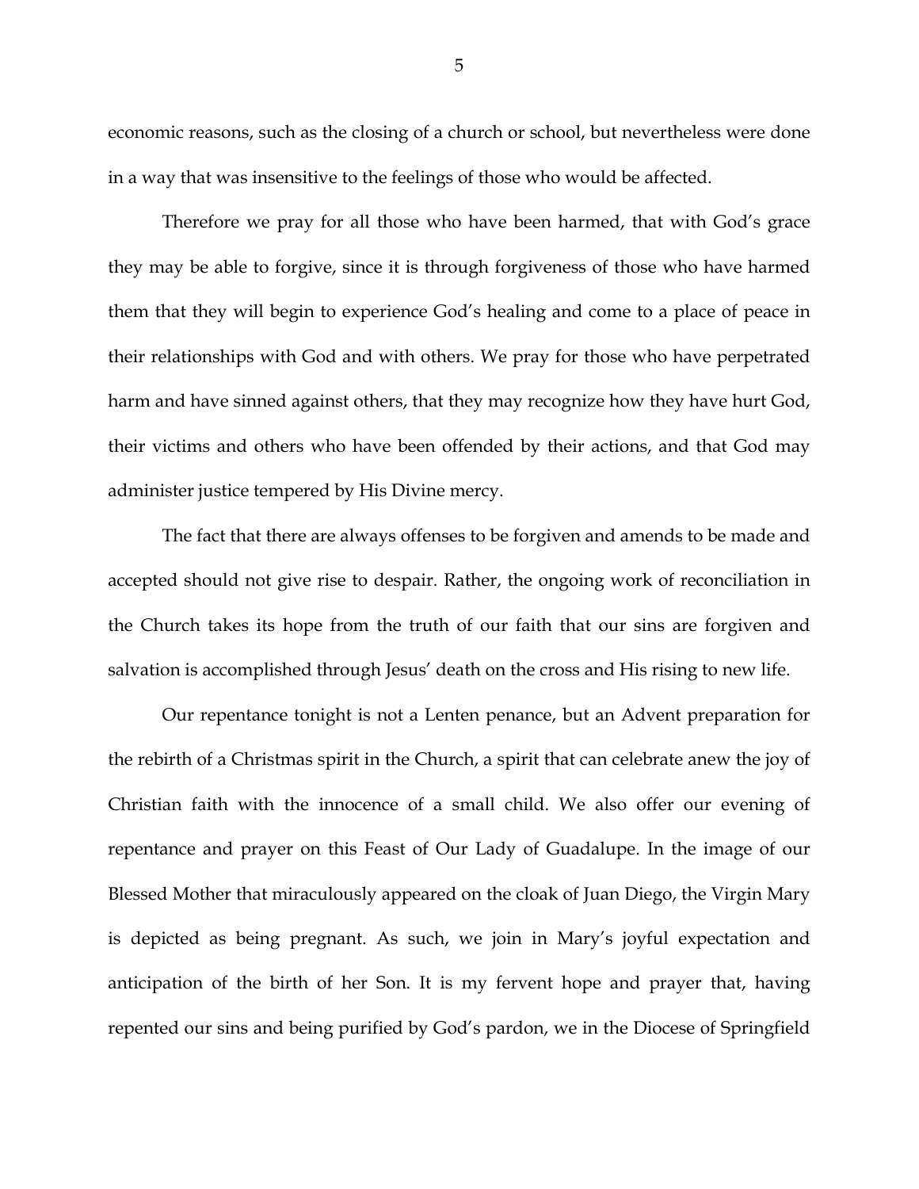economic reasons, such as the closing of a church or school, but nevertheless were done in a way that was insensitive to the feelings of those who would be affected.

Therefore we pray for all those who have been harmed, that with God's grace they may be able to forgive, since it is through forgiveness of those who have harmed them that they will begin to experience God's healing and come to a place of peace in their relationships with God and with others. We pray for those who have perpetrated harm and have sinned against others, that they may recognize how they have hurt God, their victims and others who have been offended by their actions, and that God may administer justice tempered by His Divine mercy.

The fact that there are always offenses to be forgiven and amends to be made and accepted should not give rise to despair. Rather, the ongoing work of reconciliation in the Church takes its hope from the truth of our faith that our sins are forgiven and salvation is accomplished through Jesus' death on the cross and His rising to new life.

Our repentance tonight is not a Lenten penance, but an Advent preparation for the rebirth of a Christmas spirit in the Church, a spirit that can celebrate anew the joy of Christian faith with the innocence of a small child. We also offer our evening of repentance and prayer on this Feast of Our Lady of Guadalupe. In the image of our Blessed Mother that miraculously appeared on the cloak of Juan Diego, the Virgin Mary is depicted as being pregnant. As such, we join in Mary's joyful expectation and anticipation of the birth of her Son. It is my fervent hope and prayer that, having repented our sins and being purified by God's pardon, we in the Diocese of Springfield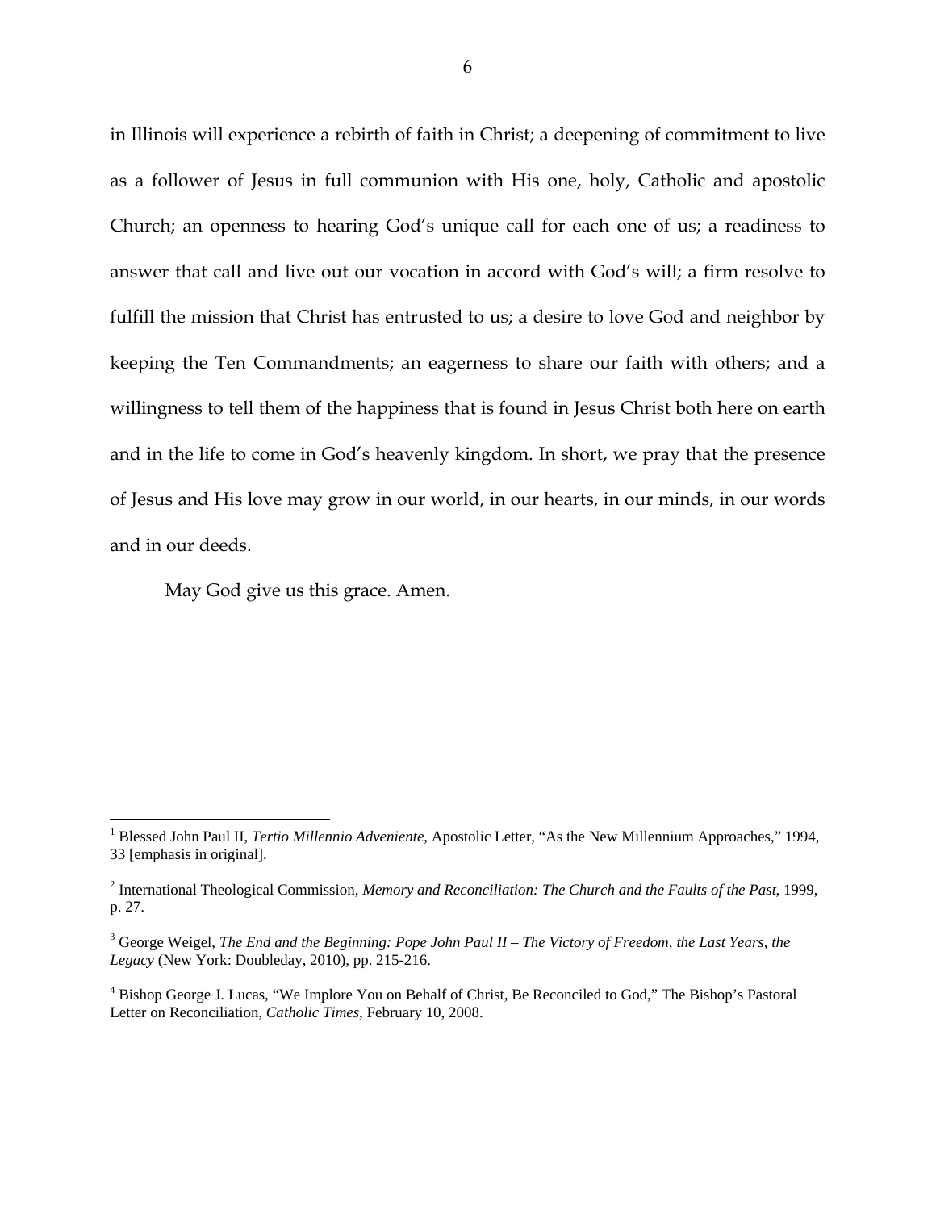in Illinois will experience a rebirth of faith in Christ; a deepening of commitment to live as a follower of Jesus in full communion with His one, holy, Catholic and apostolic Church; an openness to hearing God's unique call for each one of us; a readiness to answer that call and live out our vocation in accord with God's will; a firm resolve to fulfill the mission that Christ has entrusted to us; a desire to love God and neighbor by keeping the Ten Commandments; an eagerness to share our faith with others; and a willingness to tell them of the happiness that is found in Jesus Christ both here on earth and in the life to come in God's heavenly kingdom. In short, we pray that the presence of Jesus and His love may grow in our world, in our hearts, in our minds, in our words and in our deeds.

May God give us this grace. Amen.

---

[1] Blessed John Paul II, *Tertio Millennio Adveniente*, Apostolic Letter, "As the New Millennium Approaches," 1994, 33 [emphasis in original].

[2] International Theological Commission, *Memory and Reconciliation: The Church and the Faults of the Past*, 1999, p. 27.

[3] George Weigel, *The End and the Beginning: Pope John Paul II – The Victory of Freedom, the Last Years, the Legacy* (New York: Doubleday, 2010), pp. 215-216.

[4] Bishop George J. Lucas, "We Implore You on Behalf of Christ, Be Reconciled to God," The Bishop's Pastoral Letter on Reconciliation, *Catholic Times*, February 10, 2008.